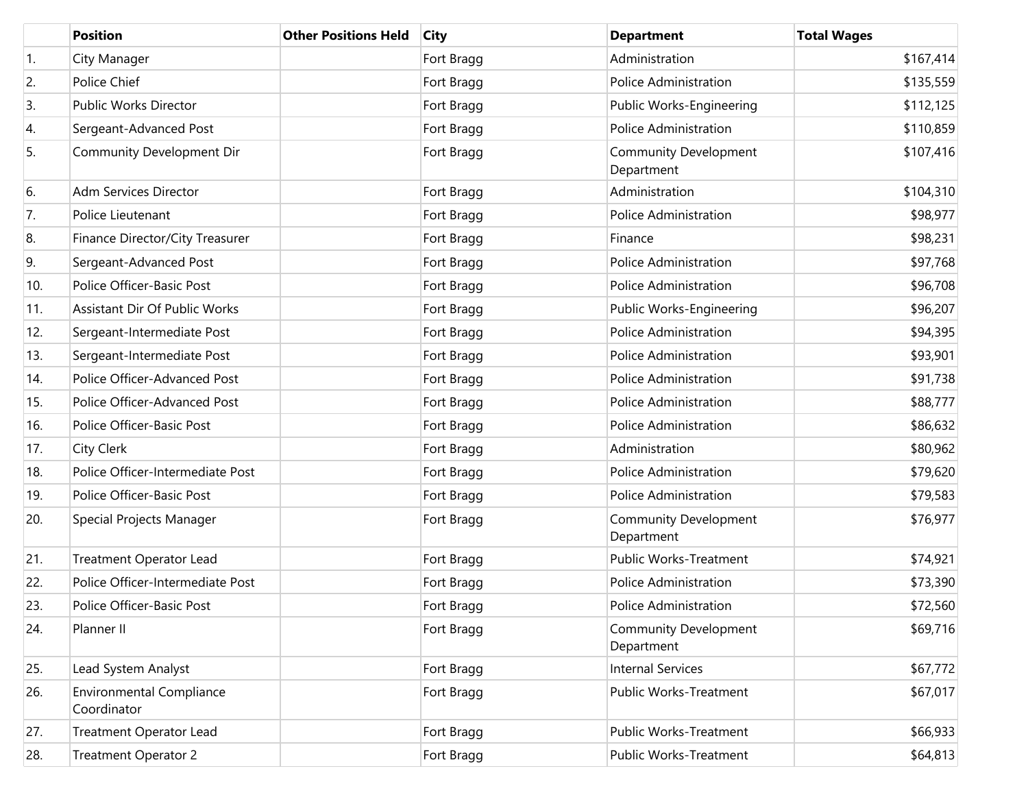| | Position | Other Positions Held | City | Department | Total Wages |
|---|---|---|---|---|---|
| 1. | City Manager | | Fort Bragg | Administration | $167,414 |
| 2. | Police Chief | | Fort Bragg | Police Administration | $135,559 |
| 3. | Public Works Director | | Fort Bragg | Public Works-Engineering | $112,125 |
| 4. | Sergeant-Advanced Post | | Fort Bragg | Police Administration | $110,859 |
| 5. | Community Development Dir | | Fort Bragg | Community Development Department | $107,416 |
| 6. | Adm Services Director | | Fort Bragg | Administration | $104,310 |
| 7. | Police Lieutenant | | Fort Bragg | Police Administration | $98,977 |
| 8. | Finance Director/City Treasurer | | Fort Bragg | Finance | $98,231 |
| 9. | Sergeant-Advanced Post | | Fort Bragg | Police Administration | $97,768 |
| 10. | Police Officer-Basic Post | | Fort Bragg | Police Administration | $96,708 |
| 11. | Assistant Dir Of Public Works | | Fort Bragg | Public Works-Engineering | $96,207 |
| 12. | Sergeant-Intermediate Post | | Fort Bragg | Police Administration | $94,395 |
| 13. | Sergeant-Intermediate Post | | Fort Bragg | Police Administration | $93,901 |
| 14. | Police Officer-Advanced Post | | Fort Bragg | Police Administration | $91,738 |
| 15. | Police Officer-Advanced Post | | Fort Bragg | Police Administration | $88,777 |
| 16. | Police Officer-Basic Post | | Fort Bragg | Police Administration | $86,632 |
| 17. | City Clerk | | Fort Bragg | Administration | $80,962 |
| 18. | Police Officer-Intermediate Post | | Fort Bragg | Police Administration | $79,620 |
| 19. | Police Officer-Basic Post | | Fort Bragg | Police Administration | $79,583 |
| 20. | Special Projects Manager | | Fort Bragg | Community Development Department | $76,977 |
| 21. | Treatment Operator Lead | | Fort Bragg | Public Works-Treatment | $74,921 |
| 22. | Police Officer-Intermediate Post | | Fort Bragg | Police Administration | $73,390 |
| 23. | Police Officer-Basic Post | | Fort Bragg | Police Administration | $72,560 |
| 24. | Planner II | | Fort Bragg | Community Development Department | $69,716 |
| 25. | Lead System Analyst | | Fort Bragg | Internal Services | $67,772 |
| 26. | Environmental Compliance Coordinator | | Fort Bragg | Public Works-Treatment | $67,017 |
| 27. | Treatment Operator Lead | | Fort Bragg | Public Works-Treatment | $66,933 |
| 28. | Treatment Operator 2 | | Fort Bragg | Public Works-Treatment | $64,813 |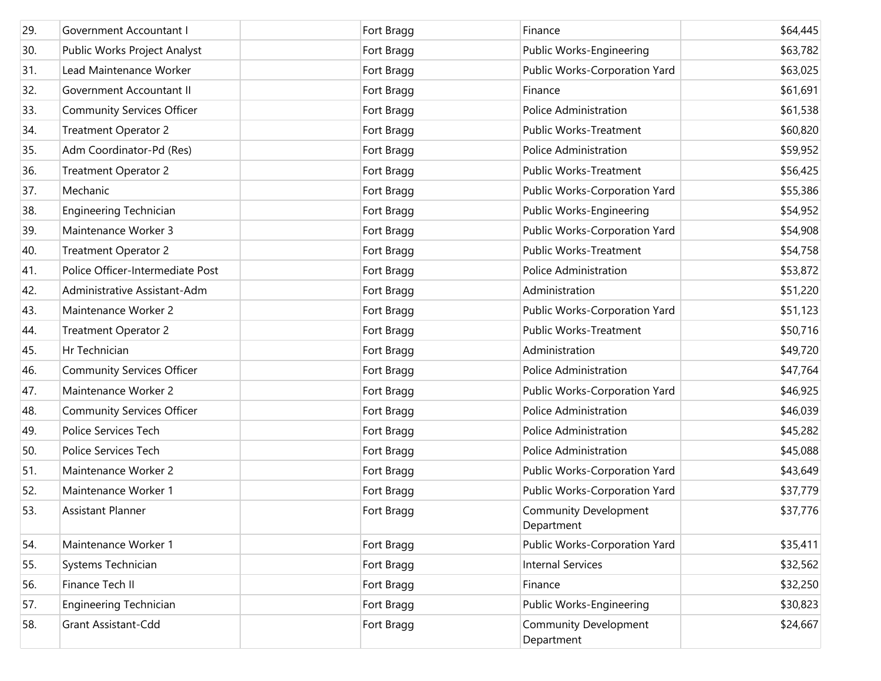| | | | | | |
|---|---|---|---|---|---|
| 29. | Government Accountant I | | Fort Bragg | Finance | $64,445 |
| 30. | Public Works Project Analyst | | Fort Bragg | Public Works-Engineering | $63,782 |
| 31. | Lead Maintenance Worker | | Fort Bragg | Public Works-Corporation Yard | $63,025 |
| 32. | Government Accountant II | | Fort Bragg | Finance | $61,691 |
| 33. | Community Services Officer | | Fort Bragg | Police Administration | $61,538 |
| 34. | Treatment Operator 2 | | Fort Bragg | Public Works-Treatment | $60,820 |
| 35. | Adm Coordinator-Pd (Res) | | Fort Bragg | Police Administration | $59,952 |
| 36. | Treatment Operator 2 | | Fort Bragg | Public Works-Treatment | $56,425 |
| 37. | Mechanic | | Fort Bragg | Public Works-Corporation Yard | $55,386 |
| 38. | Engineering Technician | | Fort Bragg | Public Works-Engineering | $54,952 |
| 39. | Maintenance Worker 3 | | Fort Bragg | Public Works-Corporation Yard | $54,908 |
| 40. | Treatment Operator 2 | | Fort Bragg | Public Works-Treatment | $54,758 |
| 41. | Police Officer-Intermediate Post | | Fort Bragg | Police Administration | $53,872 |
| 42. | Administrative Assistant-Adm | | Fort Bragg | Administration | $51,220 |
| 43. | Maintenance Worker 2 | | Fort Bragg | Public Works-Corporation Yard | $51,123 |
| 44. | Treatment Operator 2 | | Fort Bragg | Public Works-Treatment | $50,716 |
| 45. | Hr Technician | | Fort Bragg | Administration | $49,720 |
| 46. | Community Services Officer | | Fort Bragg | Police Administration | $47,764 |
| 47. | Maintenance Worker 2 | | Fort Bragg | Public Works-Corporation Yard | $46,925 |
| 48. | Community Services Officer | | Fort Bragg | Police Administration | $46,039 |
| 49. | Police Services Tech | | Fort Bragg | Police Administration | $45,282 |
| 50. | Police Services Tech | | Fort Bragg | Police Administration | $45,088 |
| 51. | Maintenance Worker 2 | | Fort Bragg | Public Works-Corporation Yard | $43,649 |
| 52. | Maintenance Worker 1 | | Fort Bragg | Public Works-Corporation Yard | $37,779 |
| 53. | Assistant Planner | | Fort Bragg | Community Development Department | $37,776 |
| 54. | Maintenance Worker 1 | | Fort Bragg | Public Works-Corporation Yard | $35,411 |
| 55. | Systems Technician | | Fort Bragg | Internal Services | $32,562 |
| 56. | Finance Tech II | | Fort Bragg | Finance | $32,250 |
| 57. | Engineering Technician | | Fort Bragg | Public Works-Engineering | $30,823 |
| 58. | Grant Assistant-Cdd | | Fort Bragg | Community Development Department | $24,667 |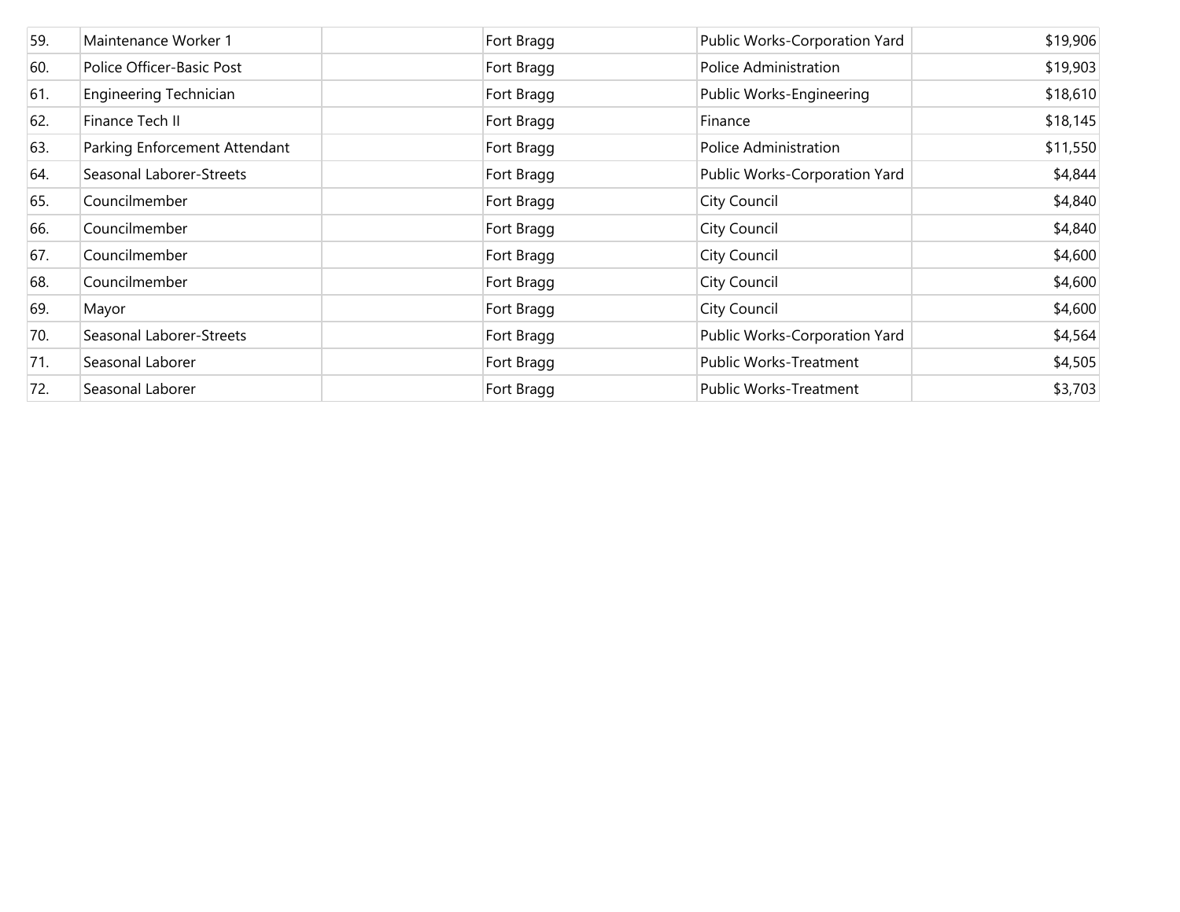| | | | | | |
|---|---|---|---|---|---|
| 59. | Maintenance Worker 1 | | Fort Bragg | Public Works-Corporation Yard | $19,906 |
| 60. | Police Officer-Basic Post | | Fort Bragg | Police Administration | $19,903 |
| 61. | Engineering Technician | | Fort Bragg | Public Works-Engineering | $18,610 |
| 62. | Finance Tech II | | Fort Bragg | Finance | $18,145 |
| 63. | Parking Enforcement Attendant | | Fort Bragg | Police Administration | $11,550 |
| 64. | Seasonal Laborer-Streets | | Fort Bragg | Public Works-Corporation Yard | $4,844 |
| 65. | Councilmember | | Fort Bragg | City Council | $4,840 |
| 66. | Councilmember | | Fort Bragg | City Council | $4,840 |
| 67. | Councilmember | | Fort Bragg | City Council | $4,600 |
| 68. | Councilmember | | Fort Bragg | City Council | $4,600 |
| 69. | Mayor | | Fort Bragg | City Council | $4,600 |
| 70. | Seasonal Laborer-Streets | | Fort Bragg | Public Works-Corporation Yard | $4,564 |
| 71. | Seasonal Laborer | | Fort Bragg | Public Works-Treatment | $4,505 |
| 72. | Seasonal Laborer | | Fort Bragg | Public Works-Treatment | $3,703 |